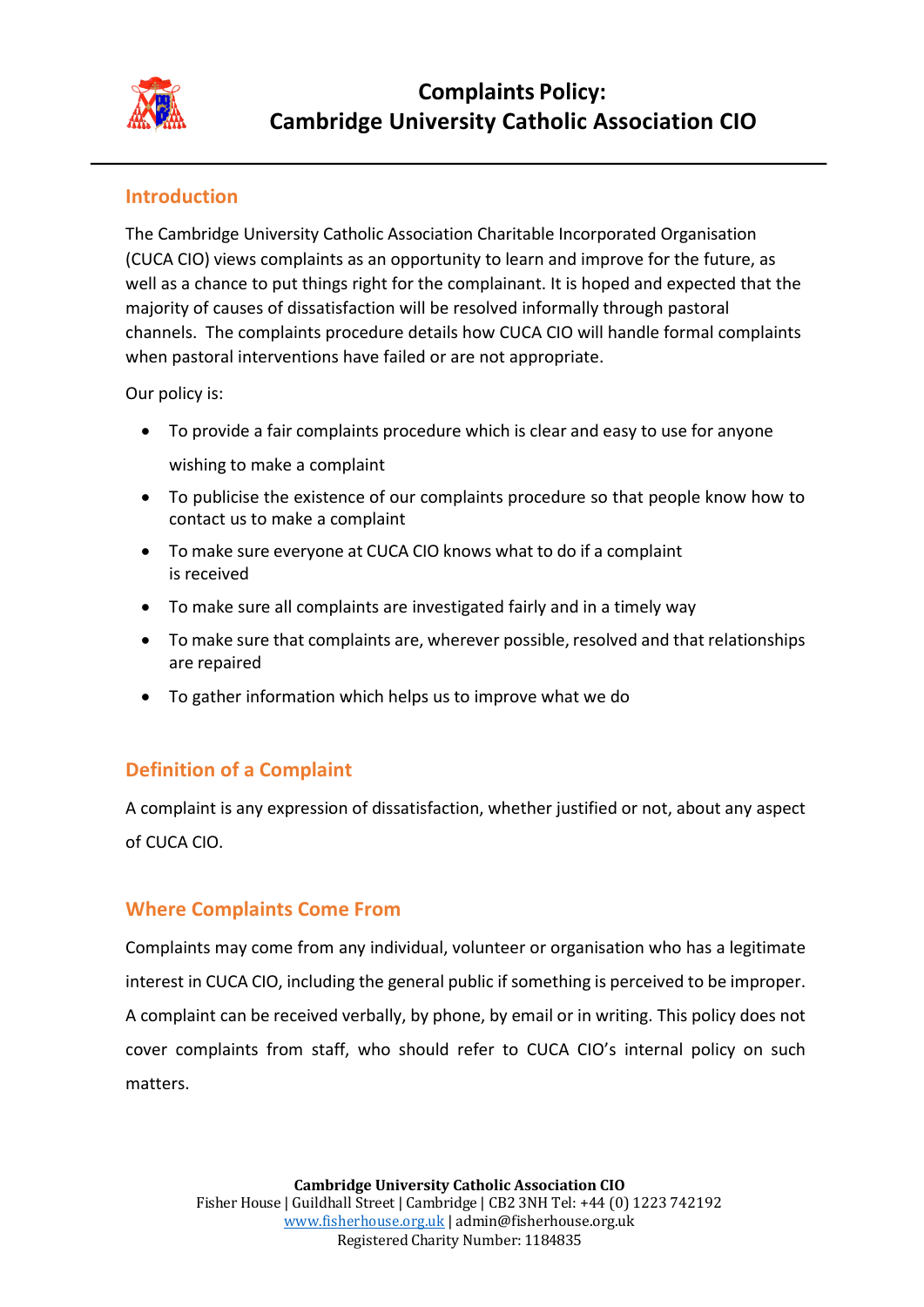# Complaints Policy: Cambridge University Catholic Association CIO

## Introduction

The Cambridge University Catholic Association Charitable Incorporated Organisation (CUCA CIO) views complaints as an opportunity to learn and improve for the future, as well as a chance to put things right for the complainant. It is hoped and expected that the majority of causes of dissatisfaction will be resolved informally through pastoral channels. The complaints procedure details how CUCA CIO will handle formal complaints when pastoral interventions have failed or are not appropriate.

Our policy is:

- To provide a fair complaints procedure which is clear and easy to use for anyone wishing to make a complaint
- To publicise the existence of our complaints procedure so that people know how to contact us to make a complaint
- To make sure everyone at CUCA CIO knows what to do if a complaint is received
- To make sure all complaints are investigated fairly and in a timely way
- To make sure that complaints are, wherever possible, resolved and that relationships are repaired
- To gather information which helps us to improve what we do

## Definition of a Complaint

A complaint is any expression of dissatisfaction, whether justified or not, about any aspect of CUCA CIO.

## Where Complaints Come From

Complaints may come from any individual, volunteer or organisation who has a legitimate interest in CUCA CIO, including the general public if something is perceived to be improper. A complaint can be received verbally, by phone, by email or in writing. This policy does not cover complaints from staff, who should refer to CUCA CIO's internal policy on such matters.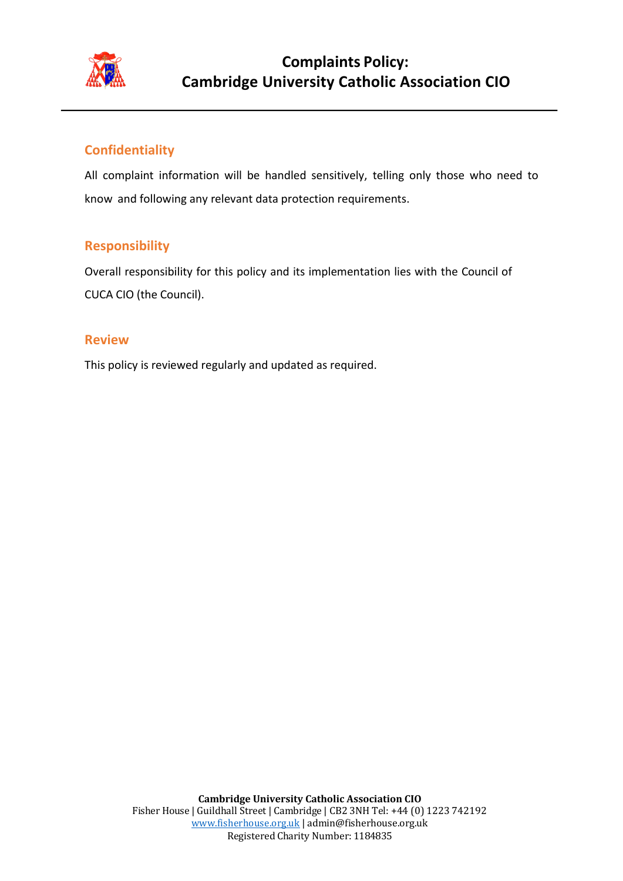## Confidentiality

All complaint information will be handled sensitively, telling only those who need to know and following any relevant data protection requirements.

## Responsibility

Overall responsibility for this policy and its implementation lies with the Council of CUCA CIO (the Council).

## Review

This policy is reviewed regularly and updated as required.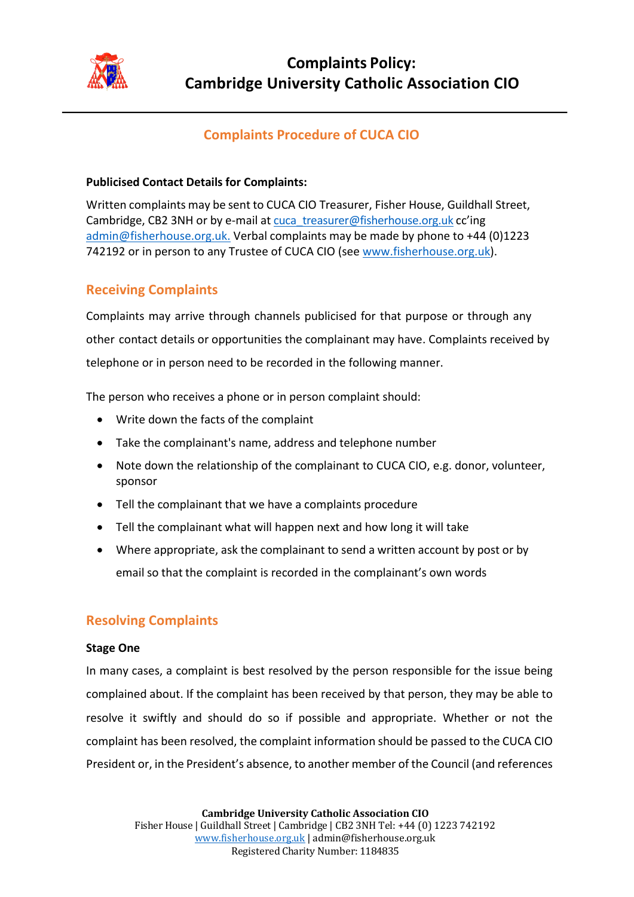# Complaints Policy: Cambridge University Catholic Association CIO

## Complaints Procedure of CUCA CIO

**Publicised Contact Details for Complaints:**

Written complaints may be sent to CUCA CIO Treasurer, Fisher House, Guildhall Street, Cambridge, CB2 3NH or by e-mail at cuca_treasurer@fisherhouse.org.uk cc'ing admin@fisherhouse.org.uk. Verbal complaints may be made by phone to +44 (0)1223 742192 or in person to any Trustee of CUCA CIO (see www.fisherhouse.org.uk).

## Receiving Complaints

Complaints may arrive through channels publicised for that purpose or through any other contact details or opportunities the complainant may have. Complaints received by telephone or in person need to be recorded in the following manner.

The person who receives a phone or in person complaint should:

- Write down the facts of the complaint
- Take the complainant's name, address and telephone number
- Note down the relationship of the complainant to CUCA CIO, e.g. donor, volunteer, sponsor
- Tell the complainant that we have a complaints procedure
- Tell the complainant what will happen next and how long it will take
- Where appropriate, ask the complainant to send a written account by post or by email so that the complaint is recorded in the complainant's own words

## Resolving Complaints

**Stage One**

In many cases, a complaint is best resolved by the person responsible for the issue being complained about. If the complaint has been received by that person, they may be able to resolve it swiftly and should do so if possible and appropriate. Whether or not the complaint has been resolved, the complaint information should be passed to the CUCA CIO President or, in the President's absence, to another member of the Council (and references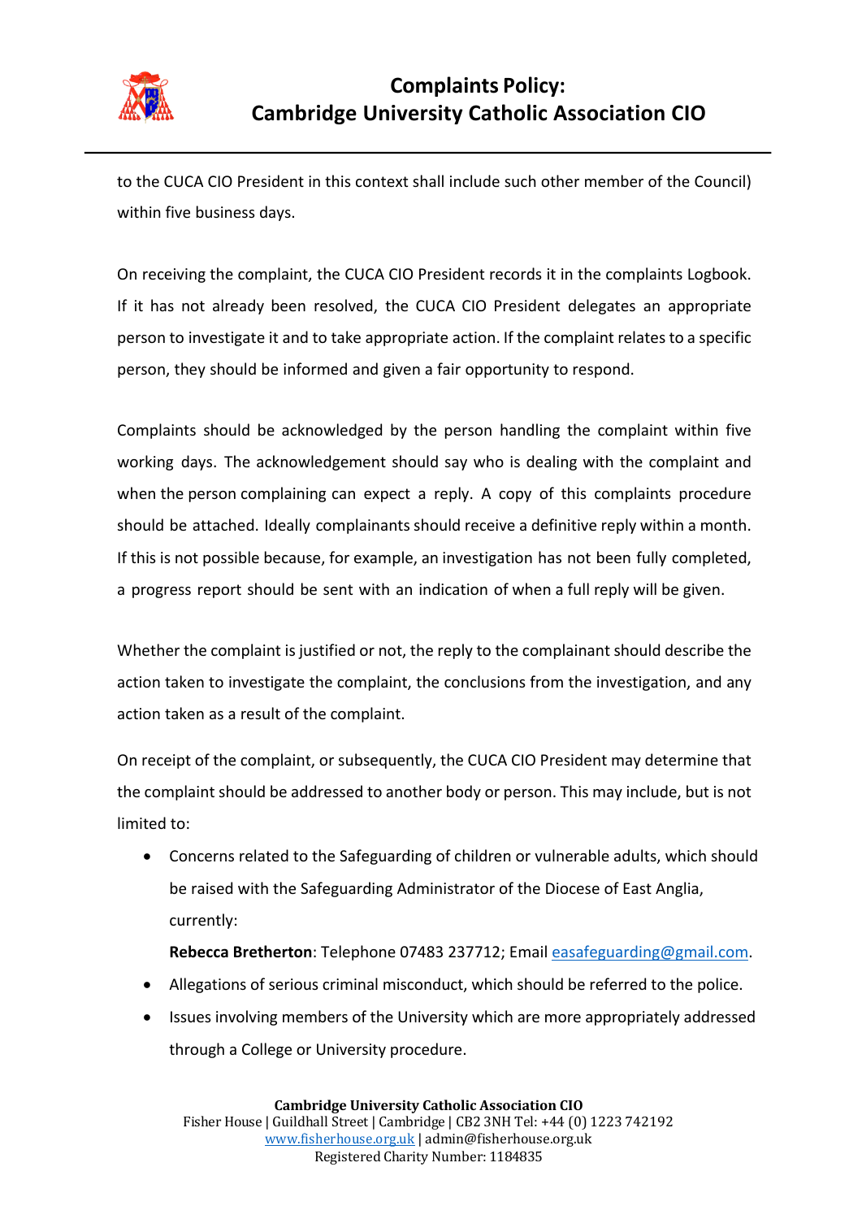to the CUCA CIO President in this context shall include such other member of the Council) within five business days.

On receiving the complaint, the CUCA CIO President records it in the complaints Logbook. If it has not already been resolved, the CUCA CIO President delegates an appropriate person to investigate it and to take appropriate action. If the complaint relates to a specific person, they should be informed and given a fair opportunity to respond.

Complaints should be acknowledged by the person handling the complaint within five working days. The acknowledgement should say who is dealing with the complaint and when the person complaining can expect a reply. A copy of this complaints procedure should be attached. Ideally complainants should receive a definitive reply within a month. If this is not possible because, for example, an investigation has not been fully completed, a progress report should be sent with an indication of when a full reply will be given.

Whether the complaint is justified or not, the reply to the complainant should describe the action taken to investigate the complaint, the conclusions from the investigation, and any action taken as a result of the complaint.

On receipt of the complaint, or subsequently, the CUCA CIO President may determine that the complaint should be addressed to another body or person. This may include, but is not limited to:

- Concerns related to the Safeguarding of children or vulnerable adults, which should be raised with the Safeguarding Administrator of the Diocese of East Anglia, currently:

  **Rebecca Bretherton**: Telephone 07483 237712; Email easafeguarding@gmail.com.
- Allegations of serious criminal misconduct, which should be referred to the police.
- Issues involving members of the University which are more appropriately addressed through a College or University procedure.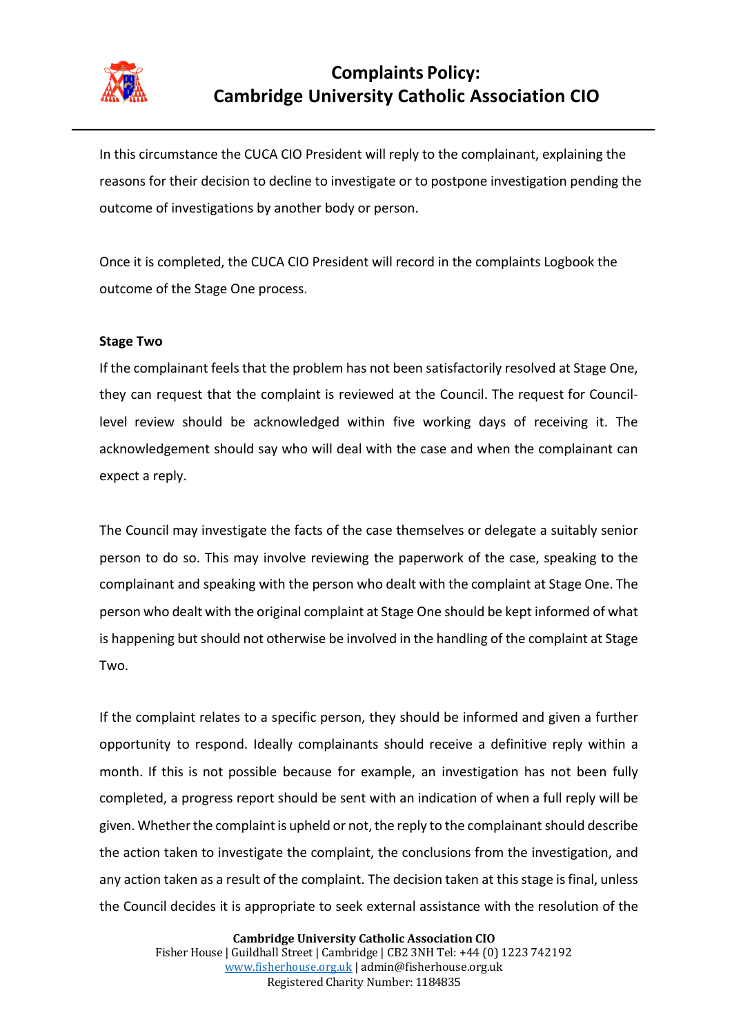In this circumstance the CUCA CIO President will reply to the complainant, explaining the reasons for their decision to decline to investigate or to postpone investigation pending the outcome of investigations by another body or person.

Once it is completed, the CUCA CIO President will record in the complaints Logbook the outcome of the Stage One process.

**Stage Two**

If the complainant feels that the problem has not been satisfactorily resolved at Stage One, they can request that the complaint is reviewed at the Council. The request for Council-level review should be acknowledged within five working days of receiving it. The acknowledgement should say who will deal with the case and when the complainant can expect a reply.

The Council may investigate the facts of the case themselves or delegate a suitably senior person to do so. This may involve reviewing the paperwork of the case, speaking to the complainant and speaking with the person who dealt with the complaint at Stage One. The person who dealt with the original complaint at Stage One should be kept informed of what is happening but should not otherwise be involved in the handling of the complaint at Stage Two.

If the complaint relates to a specific person, they should be informed and given a further opportunity to respond. Ideally complainants should receive a definitive reply within a month. If this is not possible because for example, an investigation has not been fully completed, a progress report should be sent with an indication of when a full reply will be given. Whether the complaint is upheld or not, the reply to the complainant should describe the action taken to investigate the complaint, the conclusions from the investigation, and any action taken as a result of the complaint. The decision taken at this stage is final, unless the Council decides it is appropriate to seek external assistance with the resolution of the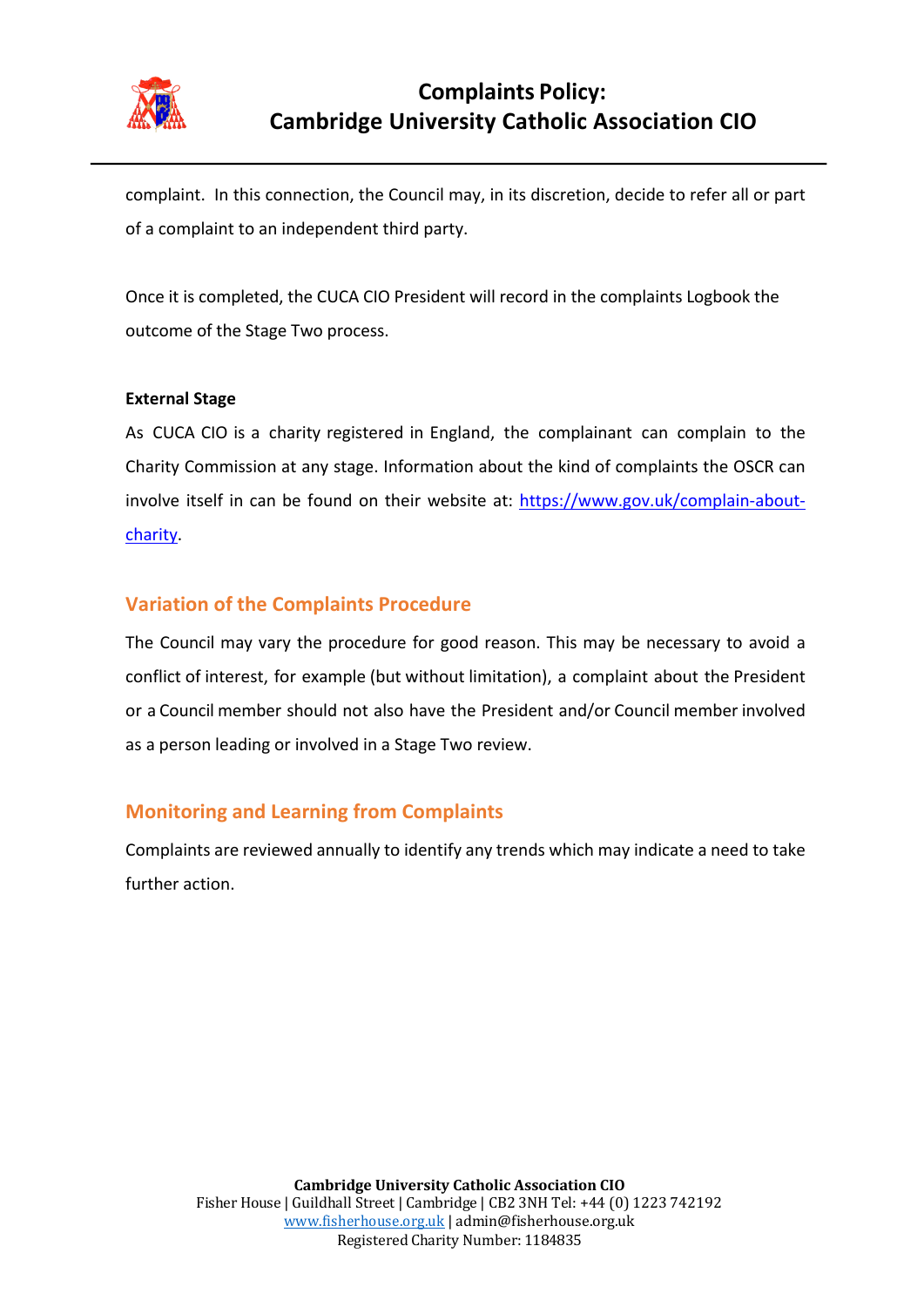complaint. In this connection, the Council may, in its discretion, decide to refer all or part of a complaint to an independent third party.

Once it is completed, the CUCA CIO President will record in the complaints Logbook the outcome of the Stage Two process.

**External Stage**

As CUCA CIO is a charity registered in England, the complainant can complain to the Charity Commission at any stage. Information about the kind of complaints the OSCR can involve itself in can be found on their website at: [https://www.gov.uk/complain-about-charity](https://www.gov.uk/complain-about-charity).

## Variation of the Complaints Procedure

The Council may vary the procedure for good reason. This may be necessary to avoid a conflict of interest, for example (but without limitation), a complaint about the President or a Council member should not also have the President and/or Council member involved as a person leading or involved in a Stage Two review.

## Monitoring and Learning from Complaints

Complaints are reviewed annually to identify any trends which may indicate a need to take further action.